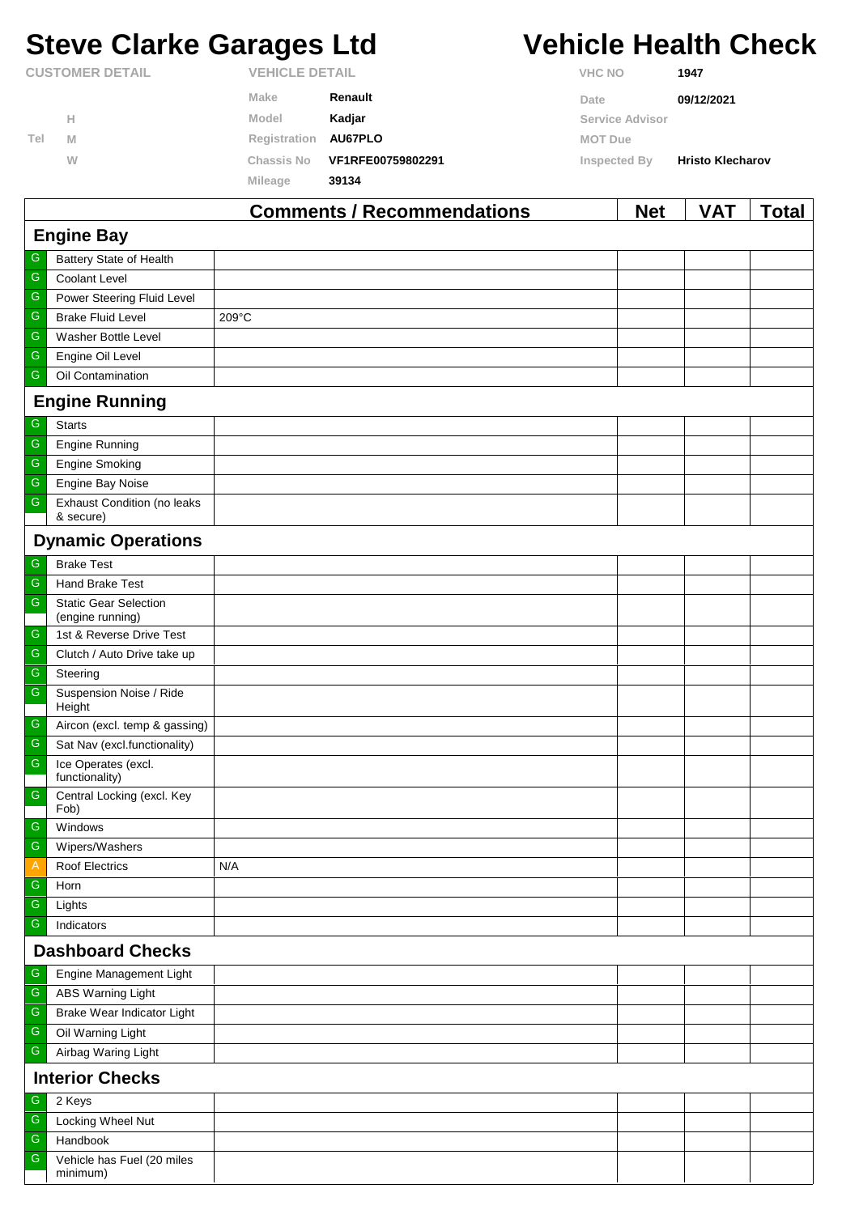# Steve Clarke Garages Ltd

# Vehicle Health Check

| CUSTOMER DETAIL | | VEHICLE DETAIL | | VHC NO | 1947 |
|---|---|---|---|---|---|
| | | Make | Renault | Date | 09/12/2021 |
| | H | Model | Kadjar | Service Advisor | |
| Tel | M | Registration | AU67PLO | MOT Due | |
| | W | Chassis No | VF1RFE00759802291 | Inspected By | Hristo Klecharov |
| | | Mileage | 39134 | | |

| | | Comments / Recommendations | Net | VAT | Total |
|---|---|---|---|---|---|
| **Engine Bay** | | | | | |
| G | Battery State of Health | | | | |
| G | Coolant Level | | | | |
| G | Power Steering Fluid Level | | | | |
| G | Brake Fluid Level | 209°C | | | |
| G | Washer Bottle Level | | | | |
| G | Engine Oil Level | | | | |
| G | Oil Contamination | | | | |
| **Engine Running** | | | | | |
| G | Starts | | | | |
| G | Engine Running | | | | |
| G | Engine Smoking | | | | |
| G | Engine Bay Noise | | | | |
| G | Exhaust Condition (no leaks & secure) | | | | |
| **Dynamic Operations** | | | | | |
| G | Brake Test | | | | |
| G | Hand Brake Test | | | | |
| G | Static Gear Selection (engine running) | | | | |
| G | 1st & Reverse Drive Test | | | | |
| G | Clutch / Auto Drive take up | | | | |
| G | Steering | | | | |
| G | Suspension Noise / Ride Height | | | | |
| G | Aircon (excl. temp & gassing) | | | | |
| G | Sat Nav (excl.functionality) | | | | |
| G | Ice Operates (excl. functionality) | | | | |
| G | Central Locking (excl. Key Fob) | | | | |
| G | Windows | | | | |
| G | Wipers/Washers | | | | |
| A | Roof Electrics | N/A | | | |
| G | Horn | | | | |
| G | Lights | | | | |
| G | Indicators | | | | |
| **Dashboard Checks** | | | | | |
| G | Engine Management Light | | | | |
| G | ABS Warning Light | | | | |
| G | Brake Wear Indicator Light | | | | |
| G | Oil Warning Light | | | | |
| G | Airbag Waring Light | | | | |
| **Interior Checks** | | | | | |
| G | 2 Keys | | | | |
| G | Locking Wheel Nut | | | | |
| G | Handbook | | | | |
| G | Vehicle has Fuel (20 miles minimum) | | | | |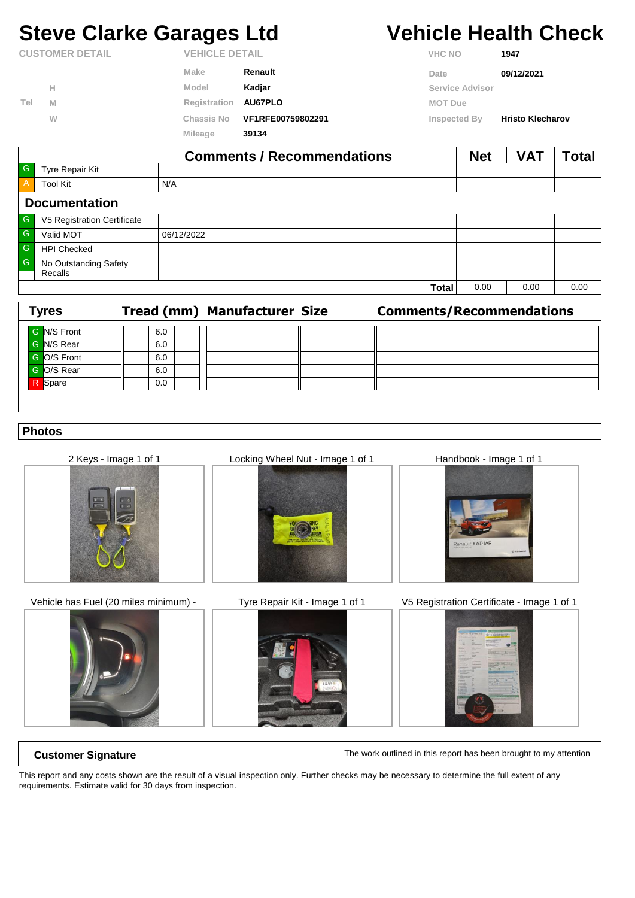# Steve Clarke Garages Ltd

# Vehicle Health Check

| CUSTOMER DETAIL | | VEHICLE DETAIL | | | |
|---|---|---|---|---|---|
| | H | Make | Renault | VHC NO | 1947 |
| Tel | M | Model | Kadjar | Date | 09/12/2021 |
| | W | Registration | AU67PLO | Service Advisor | |
| | | Chassis No | VF1RFE00759802291 | MOT Due | |
| | | Mileage | 39134 | Inspected By | Hristo Klecharov |

| | | Comments / Recommendations | Net | VAT | Total |
|---|---|---|---|---|---|
| G | Tyre Repair Kit | | | | |
| A | Tool Kit | N/A | | | |
| **Documentation** | | | | | |
| G | V5 Registration Certificate | | | | |
| G | Valid MOT | 06/12/2022 | | | |
| G | HPI Checked | | | | |
| G | No Outstanding Safety Recalls | | | | |
| | | **Total** | 0.00 | 0.00 | 0.00 |

| | Tyres | Tread (mm) | | Manufacturer | Size | Comments/Recommendations |
|---|---|---|---|---|---|---|
| G | N/S Front | 6.0 | | | | |
| G | N/S Rear | 6.0 | | | | |
| G | O/S Front | 6.0 | | | | |
| G | O/S Rear | 6.0 | | | | |
| R | Spare | 0.0 | | | | |

## Photos

2 Keys - Image 1 of 1

Locking Wheel Nut - Image 1 of 1

Handbook - Image 1 of 1

Vehicle has Fuel (20 miles minimum) -

Tyre Repair Kit - Image 1 of 1

V5 Registration Certificate - Image 1 of 1

**Customer Signature**\_\_\_\_\_\_\_\_\_\_\_\_\_\_\_\_\_\_\_\_\_\_\_\_\_\_\_\_\_\_ The work outlined in this report has been brought to my attention

This report and any costs shown are the result of a visual inspection only. Further checks may be necessary to determine the full extent of any requirements. Estimate valid for 30 days from inspection.